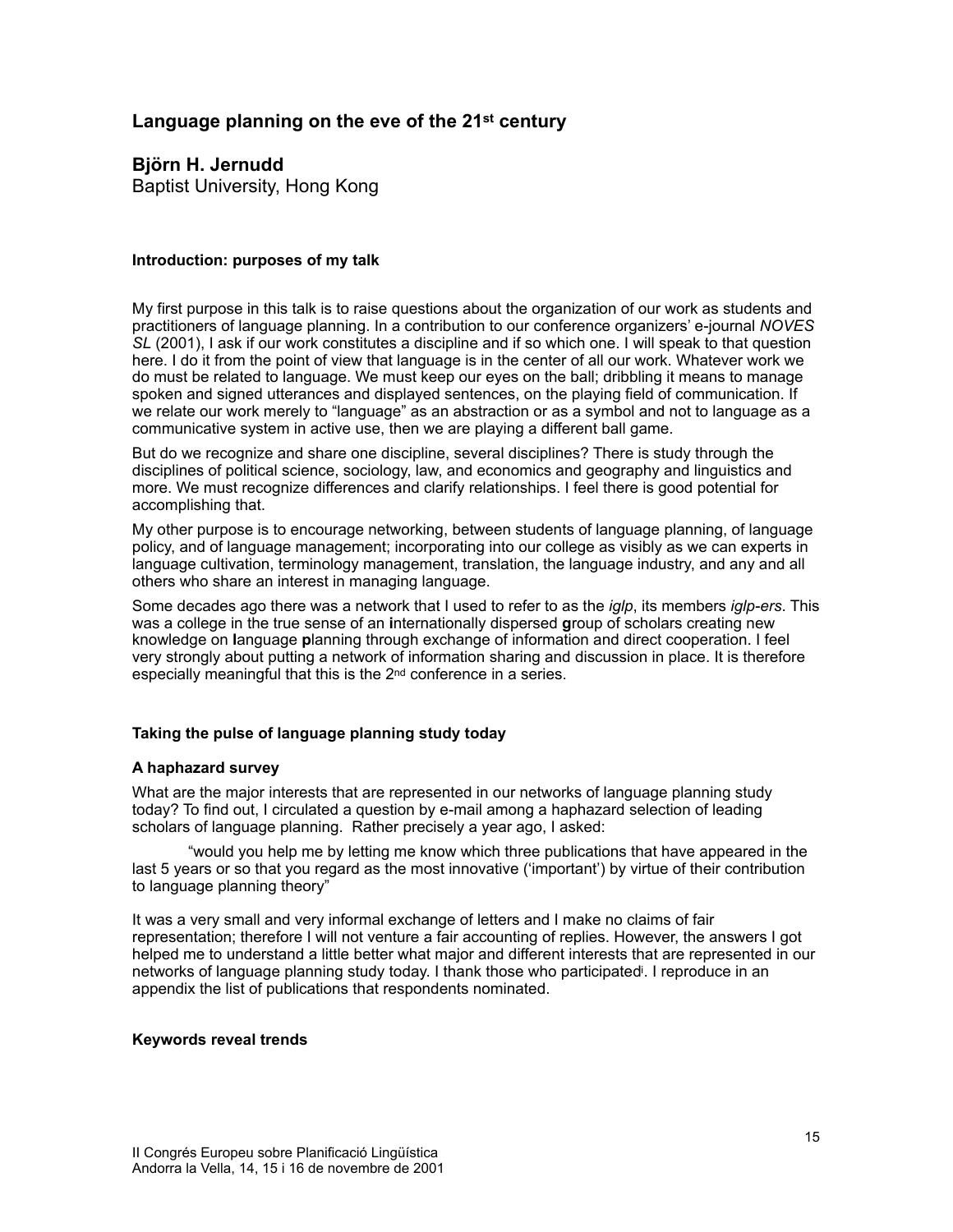# Language planning on the eve of the 21st century

**Björn H. Jernudd**
Baptist University, Hong Kong

### Introduction: purposes of my talk

My first purpose in this talk is to raise questions about the organization of our work as students and practitioners of language planning. In a contribution to our conference organizers' e-journal *NOVES SL* (2001), I ask if our work constitutes a discipline and if so which one. I will speak to that question here. I do it from the point of view that language is in the center of all our work. Whatever work we do must be related to language. We must keep our eyes on the ball; dribbling it means to manage spoken and signed utterances and displayed sentences, on the playing field of communication. If we relate our work merely to "language" as an abstraction or as a symbol and not to language as a communicative system in active use, then we are playing a different ball game.

But do we recognize and share one discipline, several disciplines? There is study through the disciplines of political science, sociology, law, and economics and geography and linguistics and more. We must recognize differences and clarify relationships. I feel there is good potential for accomplishing that.

My other purpose is to encourage networking, between students of language planning, of language policy, and of language management; incorporating into our college as visibly as we can experts in language cultivation, terminology management, translation, the language industry, and any and all others who share an interest in managing language.

Some decades ago there was a network that I used to refer to as the *iglp*, its members *iglp-ers*. This was a college in the true sense of an **i**nternationally dispersed **g**roup of scholars creating new knowledge on **l**anguage **p**lanning through exchange of information and direct cooperation. I feel very strongly about putting a network of information sharing and discussion in place. It is therefore especially meaningful that this is the 2nd conference in a series.

### Taking the pulse of language planning study today

#### A haphazard survey

What are the major interests that are represented in our networks of language planning study today? To find out, I circulated a question by e-mail among a haphazard selection of leading scholars of language planning. Rather precisely a year ago, I asked:

> "would you help me by letting me know which three publications that have appeared in the last 5 years or so that you regard as the most innovative ('important') by virtue of their contribution to language planning theory"

It was a very small and very informal exchange of letters and I make no claims of fair representation; therefore I will not venture a fair accounting of replies. However, the answers I got helped me to understand a little better what major and different interests that are represented in our networks of language planning study today. I thank those who participated[i]. I reproduce in an appendix the list of publications that respondents nominated.

#### Keywords reveal trends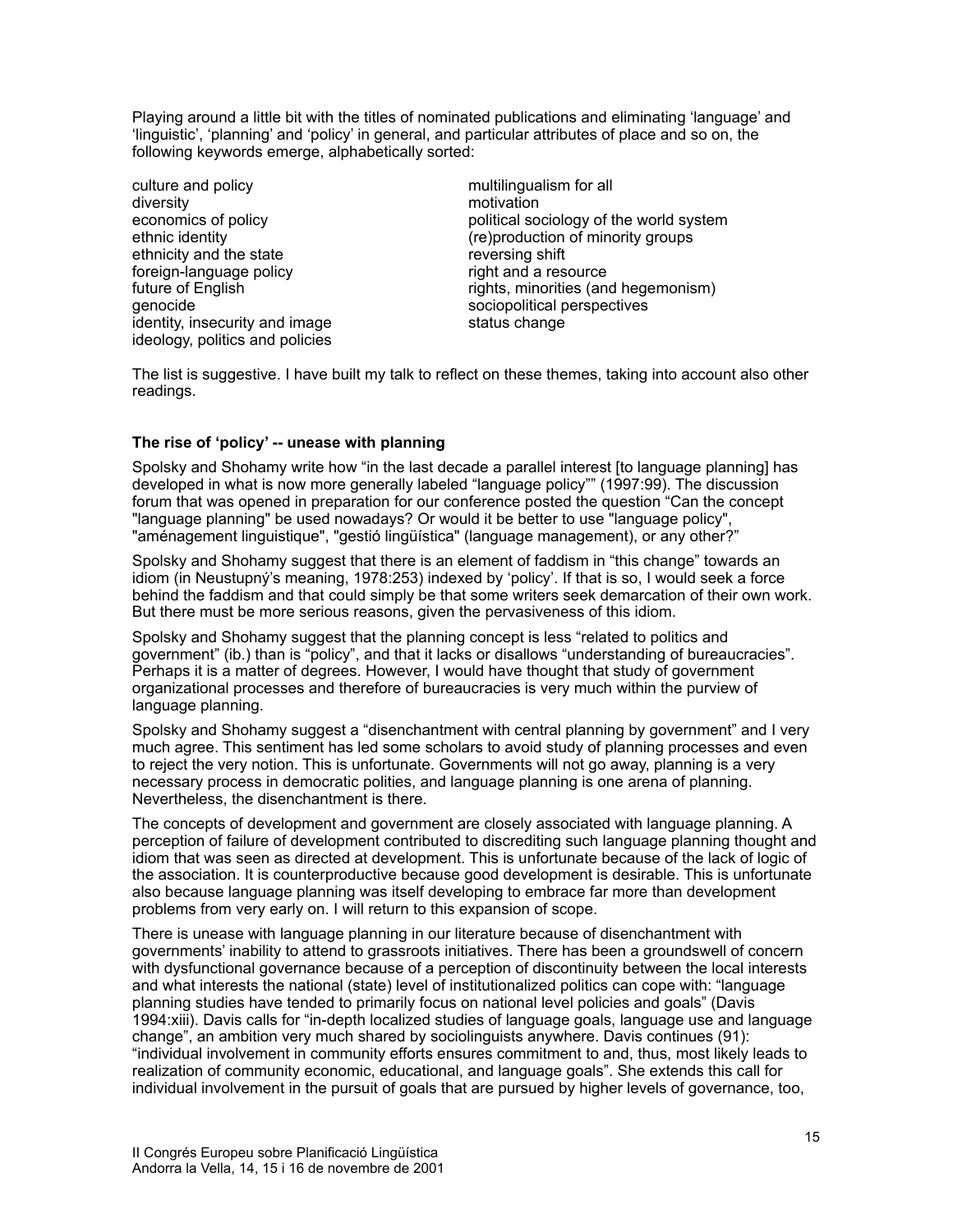Playing around a little bit with the titles of nominated publications and eliminating 'language' and 'linguistic', 'planning' and 'policy' in general, and particular attributes of place and so on, the following keywords emerge, alphabetically sorted:

culture and policy
diversity
economics of policy
ethnic identity
ethnicity and the state
foreign-language policy
future of English
genocide
identity, insecurity and image
ideology, politics and policies
multilingualism for all
motivation
political sociology of the world system
(re)production of minority groups
reversing shift
right and a resource
rights, minorities (and hegemonism)
sociopolitical perspectives
status change

The list is suggestive. I have built my talk to reflect on these themes, taking into account also other readings.

**The rise of 'policy' -- unease with planning**

Spolsky and Shohamy write how "in the last decade a parallel interest [to language planning] has developed in what is now more generally labeled "language policy"" (1997:99). The discussion forum that was opened in preparation for our conference posted the question "Can the concept "language planning" be used nowadays? Or would it be better to use "language policy", "aménagement linguistique", "gestió lingüística" (language management), or any other?"

Spolsky and Shohamy suggest that there is an element of faddism in "this change" towards an idiom (in Neustupný's meaning, 1978:253) indexed by 'policy'. If that is so, I would seek a force behind the faddism and that could simply be that some writers seek demarcation of their own work. But there must be more serious reasons, given the pervasiveness of this idiom.

Spolsky and Shohamy suggest that the planning concept is less "related to politics and government" (ib.) than is "policy", and that it lacks or disallows "understanding of bureaucracies". Perhaps it is a matter of degrees. However, I would have thought that study of government organizational processes and therefore of bureaucracies is very much within the purview of language planning.

Spolsky and Shohamy suggest a "disenchantment with central planning by government" and I very much agree. This sentiment has led some scholars to avoid study of planning processes and even to reject the very notion. This is unfortunate. Governments will not go away, planning is a very necessary process in democratic polities, and language planning is one arena of planning. Nevertheless, the disenchantment is there.

The concepts of development and government are closely associated with language planning. A perception of failure of development contributed to discrediting such language planning thought and idiom that was seen as directed at development. This is unfortunate because of the lack of logic of the association. It is counterproductive because good development is desirable. This is unfortunate also because language planning was itself developing to embrace far more than development problems from very early on. I will return to this expansion of scope.

There is unease with language planning in our literature because of disenchantment with governments' inability to attend to grassroots initiatives. There has been a groundswell of concern with dysfunctional governance because of a perception of discontinuity between the local interests and what interests the national (state) level of institutionalized politics can cope with: "language planning studies have tended to primarily focus on national level policies and goals" (Davis 1994:xiii). Davis calls for "in-depth localized studies of language goals, language use and language change", an ambition very much shared by sociolinguists anywhere. Davis continues (91): "individual involvement in community efforts ensures commitment to and, thus, most likely leads to realization of community economic, educational, and language goals". She extends this call for individual involvement in the pursuit of goals that are pursued by higher levels of governance, too,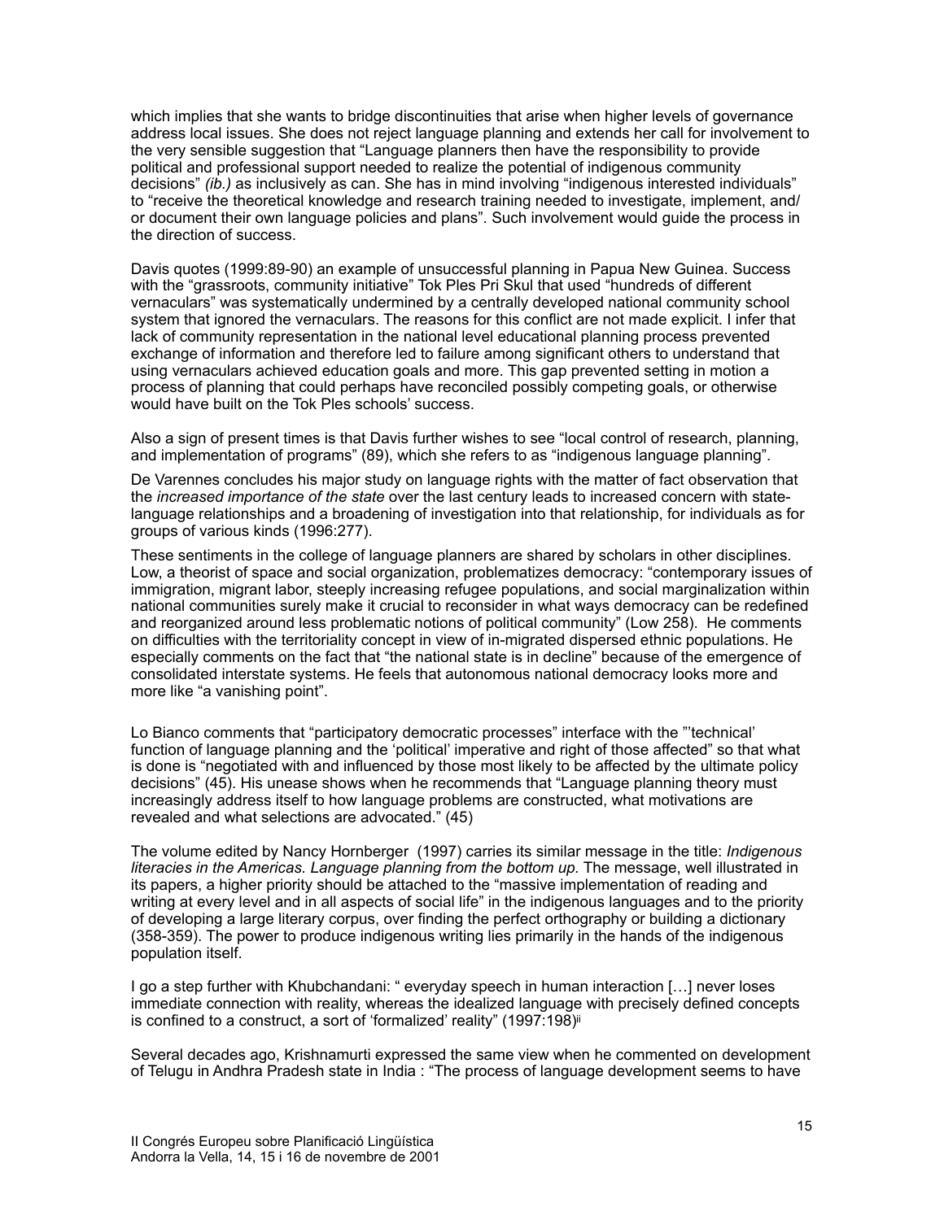which implies that she wants to bridge discontinuities that arise when higher levels of governance address local issues. She does not reject language planning and extends her call for involvement to the very sensible suggestion that "Language planners then have the responsibility to provide political and professional support needed to realize the potential of indigenous community decisions" *(ib.)* as inclusively as can. She has in mind involving "indigenous interested individuals" to "receive the theoretical knowledge and research training needed to investigate, implement, and/ or document their own language policies and plans". Such involvement would guide the process in the direction of success.

Davis quotes (1999:89-90) an example of unsuccessful planning in Papua New Guinea. Success with the "grassroots, community initiative" Tok Ples Pri Skul that used "hundreds of different vernaculars" was systematically undermined by a centrally developed national community school system that ignored the vernaculars. The reasons for this conflict are not made explicit. I infer that lack of community representation in the national level educational planning process prevented exchange of information and therefore led to failure among significant others to understand that using vernaculars achieved education goals and more. This gap prevented setting in motion a process of planning that could perhaps have reconciled possibly competing goals, or otherwise would have built on the Tok Ples schools' success.

Also a sign of present times is that Davis further wishes to see "local control of research, planning, and implementation of programs" (89), which she refers to as "indigenous language planning".

De Varennes concludes his major study on language rights with the matter of fact observation that the *increased importance of the state* over the last century leads to increased concern with state-language relationships and a broadening of investigation into that relationship, for individuals as for groups of various kinds (1996:277).

These sentiments in the college of language planners are shared by scholars in other disciplines. Low, a theorist of space and social organization, problematizes democracy: "contemporary issues of immigration, migrant labor, steeply increasing refugee populations, and social marginalization within national communities surely make it crucial to reconsider in what ways democracy can be redefined and reorganized around less problematic notions of political community" (Low 258). He comments on difficulties with the territoriality concept in view of in-migrated dispersed ethnic populations. He especially comments on the fact that "the national state is in decline" because of the emergence of consolidated interstate systems. He feels that autonomous national democracy looks more and more like "a vanishing point".

Lo Bianco comments that "participatory democratic processes" interface with the "'technical' function of language planning and the 'political' imperative and right of those affected" so that what is done is "negotiated with and influenced by those most likely to be affected by the ultimate policy decisions" (45). His unease shows when he recommends that "Language planning theory must increasingly address itself to how language problems are constructed, what motivations are revealed and what selections are advocated." (45)

The volume edited by Nancy Hornberger (1997) carries its similar message in the title: *Indigenous literacies in the Americas. Language planning from the bottom up.* The message, well illustrated in its papers, a higher priority should be attached to the "massive implementation of reading and writing at every level and in all aspects of social life" in the indigenous languages and to the priority of developing a large literary corpus, over finding the perfect orthography or building a dictionary (358-359). The power to produce indigenous writing lies primarily in the hands of the indigenous population itself.

I go a step further with Khubchandani: " everyday speech in human interaction […] never loses immediate connection with reality, whereas the idealized language with precisely defined concepts is confined to a construct, a sort of 'formalized' reality" (1997:198)[ii]

Several decades ago, Krishnamurti expressed the same view when he commented on development of Telugu in Andhra Pradesh state in India : "The process of language development seems to have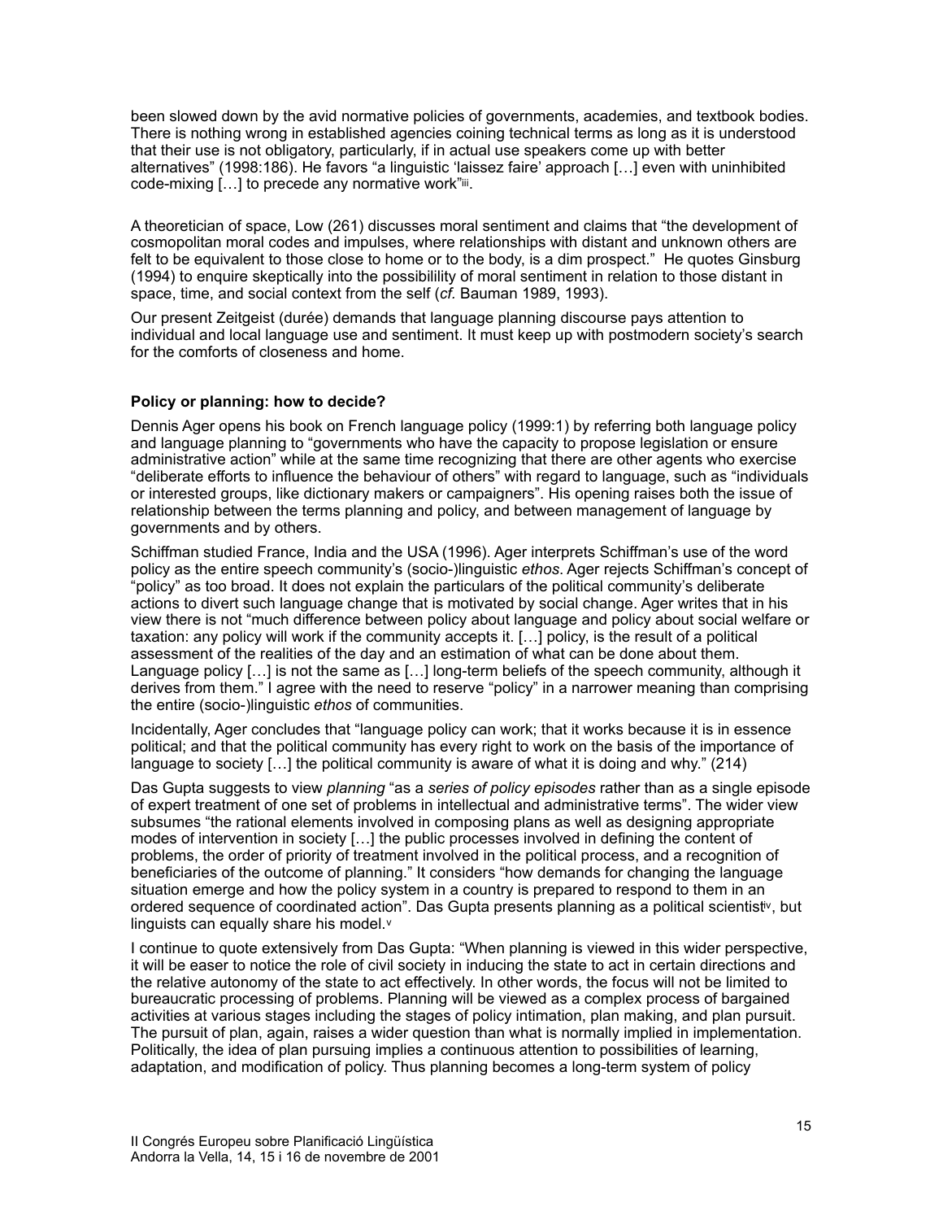been slowed down by the avid normative policies of governments, academies, and textbook bodies. There is nothing wrong in established agencies coining technical terms as long as it is understood that their use is not obligatory, particularly, if in actual use speakers come up with better alternatives" (1998:186). He favors "a linguistic 'laissez faire' approach […] even with uninhibited code-mixing […] to precede any normative work"[iii].

A theoretician of space, Low (261) discusses moral sentiment and claims that "the development of cosmopolitan moral codes and impulses, where relationships with distant and unknown others are felt to be equivalent to those close to home or to the body, is a dim prospect." He quotes Ginsburg (1994) to enquire skeptically into the possibility of moral sentiment in relation to those distant in space, time, and social context from the self (*cf.* Bauman 1989, 1993).

Our present Zeitgeist (durée) demands that language planning discourse pays attention to individual and local language use and sentiment. It must keep up with postmodern society's search for the comforts of closeness and home.

**Policy or planning: how to decide?**

Dennis Ager opens his book on French language policy (1999:1) by referring both language policy and language planning to "governments who have the capacity to propose legislation or ensure administrative action" while at the same time recognizing that there are other agents who exercise "deliberate efforts to influence the behaviour of others" with regard to language, such as "individuals or interested groups, like dictionary makers or campaigners". His opening raises both the issue of relationship between the terms planning and policy, and between management of language by governments and by others.

Schiffman studied France, India and the USA (1996). Ager interprets Schiffman's use of the word policy as the entire speech community's (socio-)linguistic *ethos*. Ager rejects Schiffman's concept of "policy" as too broad. It does not explain the particulars of the political community's deliberate actions to divert such language change that is motivated by social change. Ager writes that in his view there is not "much difference between policy about language and policy about social welfare or taxation: any policy will work if the community accepts it. […] policy, is the result of a political assessment of the realities of the day and an estimation of what can be done about them. Language policy […] is not the same as […] long-term beliefs of the speech community, although it derives from them." I agree with the need to reserve "policy" in a narrower meaning than comprising the entire (socio-)linguistic *ethos* of communities.

Incidentally, Ager concludes that "language policy can work; that it works because it is in essence political; and that the political community has every right to work on the basis of the importance of language to society […] the political community is aware of what it is doing and why." (214)

Das Gupta suggests to view *planning* "as a *series of policy episodes* rather than as a single episode of expert treatment of one set of problems in intellectual and administrative terms". The wider view subsumes "the rational elements involved in composing plans as well as designing appropriate modes of intervention in society […] the public processes involved in defining the content of problems, the order of priority of treatment involved in the political process, and a recognition of beneficiaries of the outcome of planning." It considers "how demands for changing the language situation emerge and how the policy system in a country is prepared to respond to them in an ordered sequence of coordinated action". Das Gupta presents planning as a political scientist[iv], but linguists can equally share his model.[v]

I continue to quote extensively from Das Gupta: "When planning is viewed in this wider perspective, it will be easer to notice the role of civil society in inducing the state to act in certain directions and the relative autonomy of the state to act effectively. In other words, the focus will not be limited to bureaucratic processing of problems. Planning will be viewed as a complex process of bargained activities at various stages including the stages of policy intimation, plan making, and plan pursuit. The pursuit of plan, again, raises a wider question than what is normally implied in implementation. Politically, the idea of plan pursuing implies a continuous attention to possibilities of learning, adaptation, and modification of policy. Thus planning becomes a long-term system of policy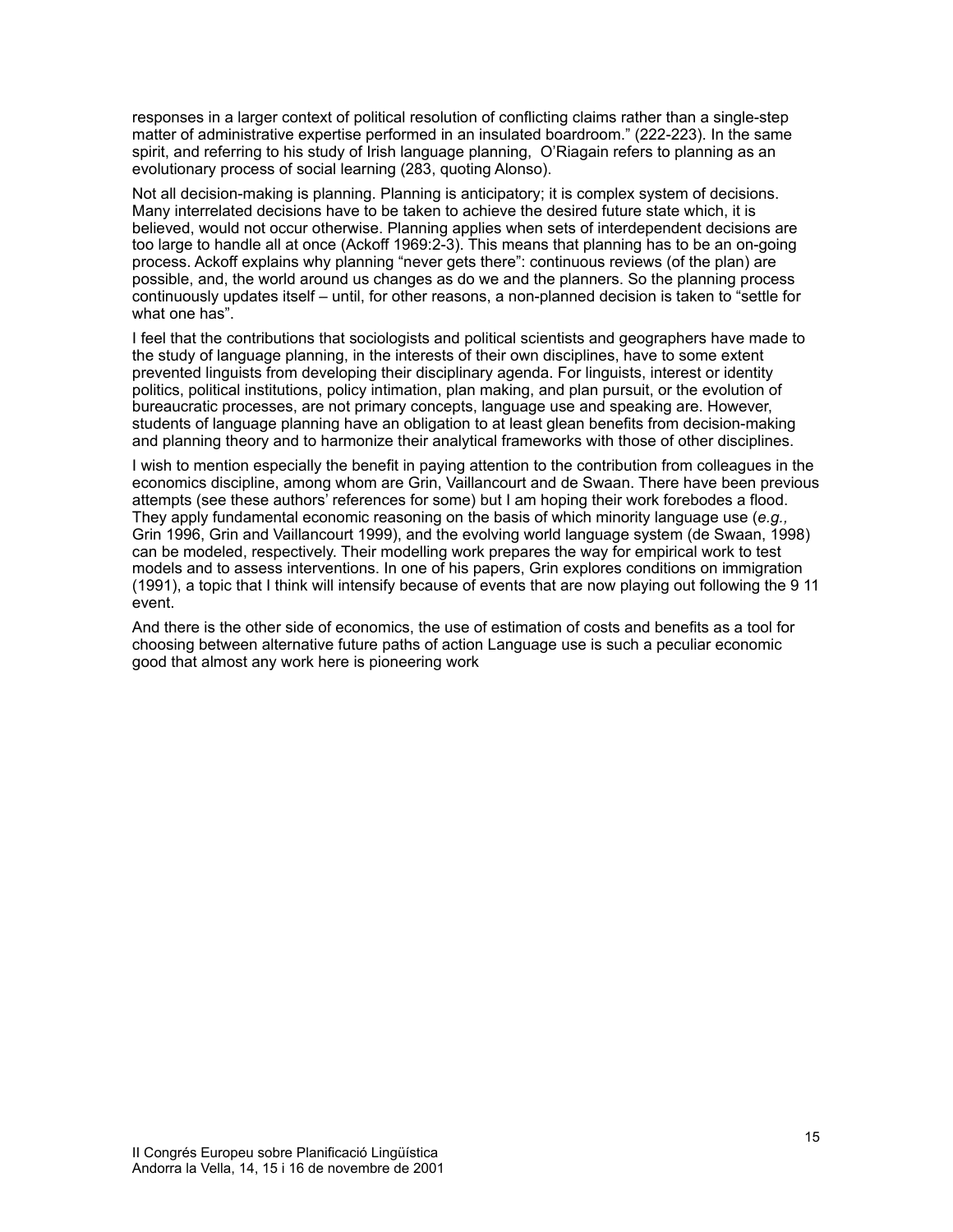responses in a larger context of political resolution of conflicting claims rather than a single-step matter of administrative expertise performed in an insulated boardroom." (222-223). In the same spirit, and referring to his study of Irish language planning, O'Riagain refers to planning as an evolutionary process of social learning (283, quoting Alonso).

Not all decision-making is planning. Planning is anticipatory; it is complex system of decisions. Many interrelated decisions have to be taken to achieve the desired future state which, it is believed, would not occur otherwise. Planning applies when sets of interdependent decisions are too large to handle all at once (Ackoff 1969:2-3). This means that planning has to be an on-going process. Ackoff explains why planning "never gets there": continuous reviews (of the plan) are possible, and, the world around us changes as do we and the planners. So the planning process continuously updates itself – until, for other reasons, a non-planned decision is taken to "settle for what one has".

I feel that the contributions that sociologists and political scientists and geographers have made to the study of language planning, in the interests of their own disciplines, have to some extent prevented linguists from developing their disciplinary agenda. For linguists, interest or identity politics, political institutions, policy intimation, plan making, and plan pursuit, or the evolution of bureaucratic processes, are not primary concepts, language use and speaking are. However, students of language planning have an obligation to at least glean benefits from decision-making and planning theory and to harmonize their analytical frameworks with those of other disciplines.

I wish to mention especially the benefit in paying attention to the contribution from colleagues in the economics discipline, among whom are Grin, Vaillancourt and de Swaan. There have been previous attempts (see these authors' references for some) but I am hoping their work forebodes a flood. They apply fundamental economic reasoning on the basis of which minority language use (*e.g.,* Grin 1996, Grin and Vaillancourt 1999), and the evolving world language system (de Swaan, 1998) can be modeled, respectively. Their modelling work prepares the way for empirical work to test models and to assess interventions. In one of his papers, Grin explores conditions on immigration (1991), a topic that I think will intensify because of events that are now playing out following the 9 11 event.

And there is the other side of economics, the use of estimation of costs and benefits as a tool for choosing between alternative future paths of action Language use is such a peculiar economic good that almost any work here is pioneering work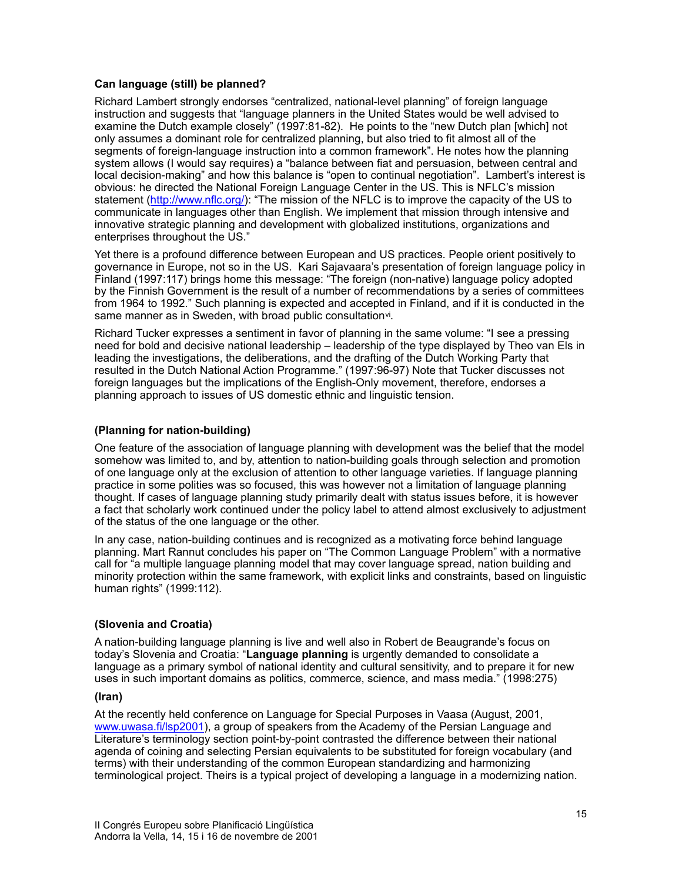### Can language (still) be planned?

Richard Lambert strongly endorses "centralized, national-level planning" of foreign language instruction and suggests that "language planners in the United States would be well advised to examine the Dutch example closely" (1997:81-82). He points to the "new Dutch plan [which] not only assumes a dominant role for centralized planning, but also tried to fit almost all of the segments of foreign-language instruction into a common framework". He notes how the planning system allows (I would say requires) a "balance between fiat and persuasion, between central and local decision-making" and how this balance is "open to continual negotiation". Lambert's interest is obvious: he directed the National Foreign Language Center in the US. This is NFLC's mission statement (http://www.nflc.org/): "The mission of the NFLC is to improve the capacity of the US to communicate in languages other than English. We implement that mission through intensive and innovative strategic planning and development with globalized institutions, organizations and enterprises throughout the US."

Yet there is a profound difference between European and US practices. People orient positively to governance in Europe, not so in the US. Kari Sajavaara's presentation of foreign language policy in Finland (1997:117) brings home this message: "The foreign (non-native) language policy adopted by the Finnish Government is the result of a number of recommendations by a series of committees from 1964 to 1992." Such planning is expected and accepted in Finland, and if it is conducted in the same manner as in Sweden, with broad public consultation[vi].

Richard Tucker expresses a sentiment in favor of planning in the same volume: "I see a pressing need for bold and decisive national leadership – leadership of the type displayed by Theo van Els in leading the investigations, the deliberations, and the drafting of the Dutch Working Party that resulted in the Dutch National Action Programme." (1997:96-97) Note that Tucker discusses not foreign languages but the implications of the English-Only movement, therefore, endorses a planning approach to issues of US domestic ethnic and linguistic tension.

### (Planning for nation-building)

One feature of the association of language planning with development was the belief that the model somehow was limited to, and by, attention to nation-building goals through selection and promotion of one language only at the exclusion of attention to other language varieties. If language planning practice in some polities was so focused, this was however not a limitation of language planning thought. If cases of language planning study primarily dealt with status issues before, it is however a fact that scholarly work continued under the policy label to attend almost exclusively to adjustment of the status of the one language or the other.

In any case, nation-building continues and is recognized as a motivating force behind language planning. Mart Rannut concludes his paper on "The Common Language Problem" with a normative call for "a multiple language planning model that may cover language spread, nation building and minority protection within the same framework, with explicit links and constraints, based on linguistic human rights" (1999:112).

### (Slovenia and Croatia)

A nation-building language planning is live and well also in Robert de Beaugrande's focus on today's Slovenia and Croatia: "**Language planning** is urgently demanded to consolidate a language as a primary symbol of national identity and cultural sensitivity, and to prepare it for new uses in such important domains as politics, commerce, science, and mass media." (1998:275)

### (Iran)

At the recently held conference on Language for Special Purposes in Vaasa (August, 2001, www.uwasa.fi/lsp2001), a group of speakers from the Academy of the Persian Language and Literature's terminology section point-by-point contrasted the difference between their national agenda of coining and selecting Persian equivalents to be substituted for foreign vocabulary (and terms) with their understanding of the common European standardizing and harmonizing terminological project. Theirs is a typical project of developing a language in a modernizing nation.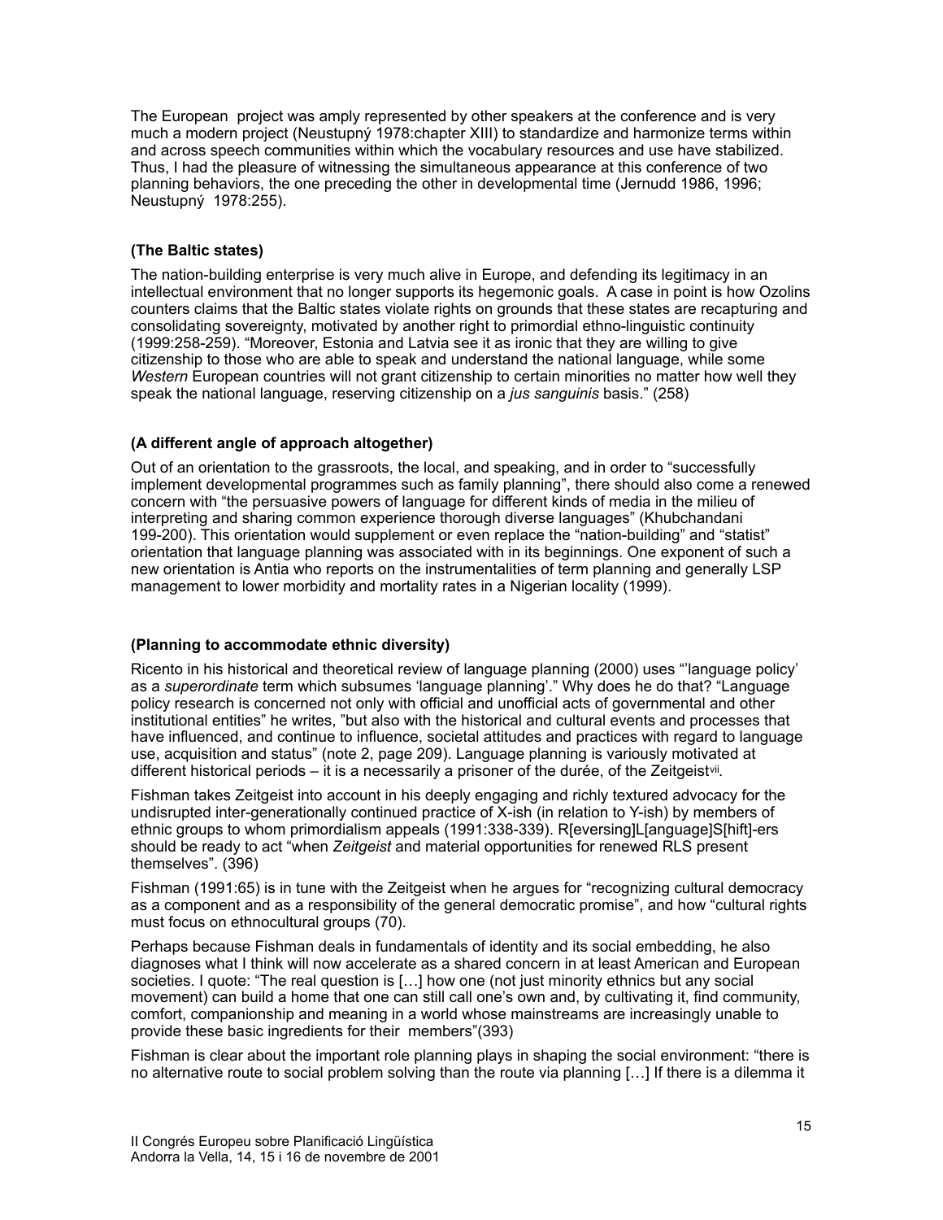The European project was amply represented by other speakers at the conference and is very much a modern project (Neustupný 1978:chapter XIII) to standardize and harmonize terms within and across speech communities within which the vocabulary resources and use have stabilized. Thus, I had the pleasure of witnessing the simultaneous appearance at this conference of two planning behaviors, the one preceding the other in developmental time (Jernudd 1986, 1996; Neustupný 1978:255).

**(The Baltic states)**

The nation-building enterprise is very much alive in Europe, and defending its legitimacy in an intellectual environment that no longer supports its hegemonic goals. A case in point is how Ozolins counters claims that the Baltic states violate rights on grounds that these states are recapturing and consolidating sovereignty, motivated by another right to primordial ethno-linguistic continuity (1999:258-259). "Moreover, Estonia and Latvia see it as ironic that they are willing to give citizenship to those who are able to speak and understand the national language, while some *Western* European countries will not grant citizenship to certain minorities no matter how well they speak the national language, reserving citizenship on a *jus sanguinis* basis." (258)

**(A different angle of approach altogether)**

Out of an orientation to the grassroots, the local, and speaking, and in order to "successfully implement developmental programmes such as family planning", there should also come a renewed concern with "the persuasive powers of language for different kinds of media in the milieu of interpreting and sharing common experience thorough diverse languages" (Khubchandani 199-200). This orientation would supplement or even replace the "nation-building" and "statist" orientation that language planning was associated with in its beginnings. One exponent of such a new orientation is Antia who reports on the instrumentalities of term planning and generally LSP management to lower morbidity and mortality rates in a Nigerian locality (1999).

**(Planning to accommodate ethnic diversity)**

Ricento in his historical and theoretical review of language planning (2000) uses "'language policy' as a *superordinate* term which subsumes 'language planning'." Why does he do that? "Language policy research is concerned not only with official and unofficial acts of governmental and other institutional entities" he writes, "but also with the historical and cultural events and processes that have influenced, and continue to influence, societal attitudes and practices with regard to language use, acquisition and status" (note 2, page 209). Language planning is variously motivated at different historical periods – it is a necessarily a prisoner of the durée, of the Zeitgeist[vii].

Fishman takes Zeitgeist into account in his deeply engaging and richly textured advocacy for the undisrupted inter-generationally continued practice of X-ish (in relation to Y-ish) by members of ethnic groups to whom primordialism appeals (1991:338-339). R[eversing]L[anguage]S[hift]-ers should be ready to act "when *Zeitgeist* and material opportunities for renewed RLS present themselves". (396)

Fishman (1991:65) is in tune with the Zeitgeist when he argues for "recognizing cultural democracy as a component and as a responsibility of the general democratic promise", and how "cultural rights must focus on ethnocultural groups (70).

Perhaps because Fishman deals in fundamentals of identity and its social embedding, he also diagnoses what I think will now accelerate as a shared concern in at least American and European societies. I quote: "The real question is […] how one (not just minority ethnics but any social movement) can build a home that one can still call one's own and, by cultivating it, find community, comfort, companionship and meaning in a world whose mainstreams are increasingly unable to provide these basic ingredients for their members"(393)

Fishman is clear about the important role planning plays in shaping the social environment: "there is no alternative route to social problem solving than the route via planning […] If there is a dilemma it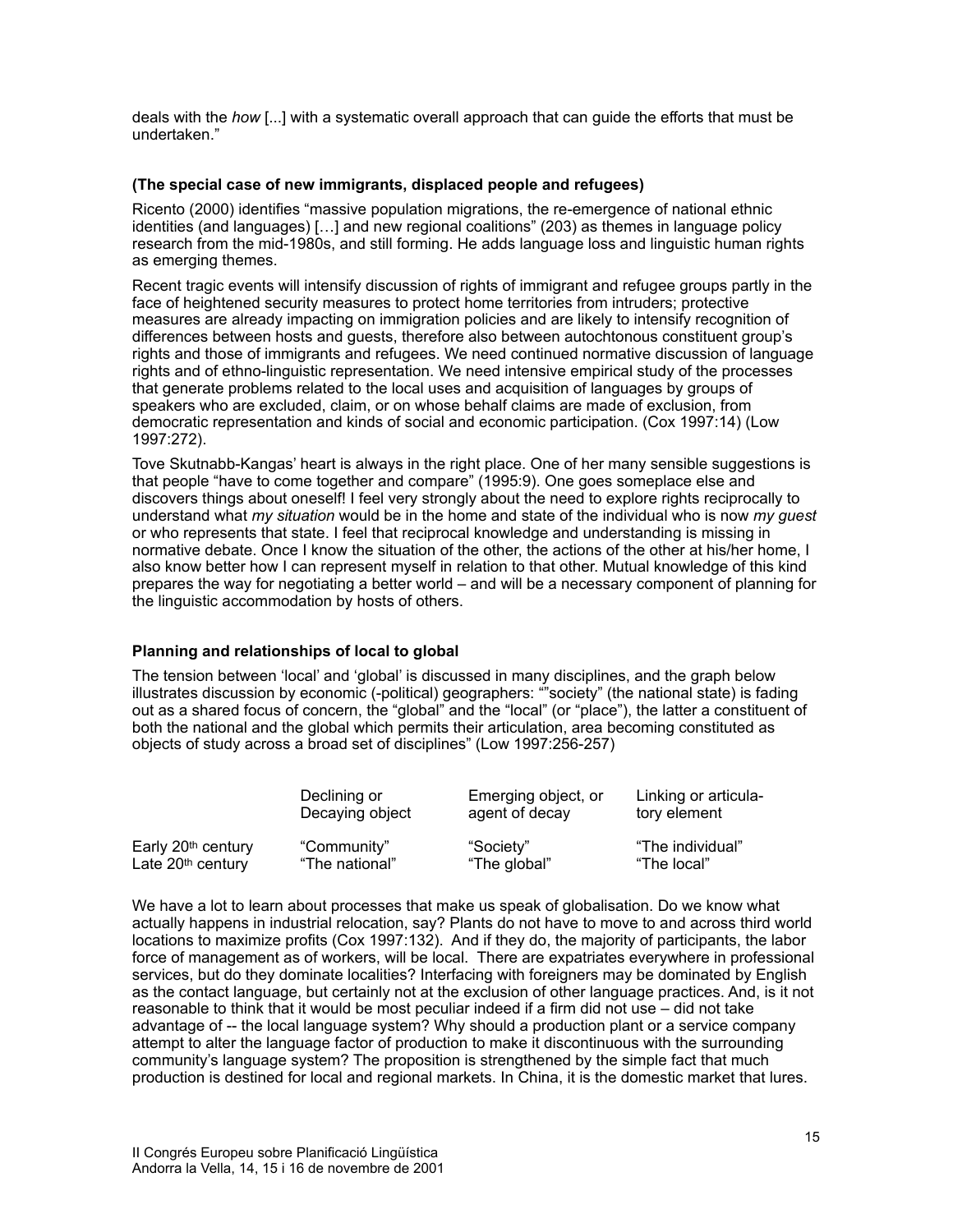deals with the *how* [...] with a systematic overall approach that can guide the efforts that must be undertaken."

**(The special case of new immigrants, displaced people and refugees)**

Ricento (2000) identifies "massive population migrations, the re-emergence of national ethnic identities (and languages) […] and new regional coalitions" (203) as themes in language policy research from the mid-1980s, and still forming. He adds language loss and linguistic human rights as emerging themes.

Recent tragic events will intensify discussion of rights of immigrant and refugee groups partly in the face of heightened security measures to protect home territories from intruders; protective measures are already impacting on immigration policies and are likely to intensify recognition of differences between hosts and guests, therefore also between autochtonous constituent group's rights and those of immigrants and refugees. We need continued normative discussion of language rights and of ethno-linguistic representation. We need intensive empirical study of the processes that generate problems related to the local uses and acquisition of languages by groups of speakers who are excluded, claim, or on whose behalf claims are made of exclusion, from democratic representation and kinds of social and economic participation. (Cox 1997:14) (Low 1997:272).

Tove Skutnabb-Kangas' heart is always in the right place. One of her many sensible suggestions is that people "have to come together and compare" (1995:9). One goes someplace else and discovers things about oneself! I feel very strongly about the need to explore rights reciprocally to understand what *my situation* would be in the home and state of the individual who is now *my guest* or who represents that state. I feel that reciprocal knowledge and understanding is missing in normative debate. Once I know the situation of the other, the actions of the other at his/her home, I also know better how I can represent myself in relation to that other. Mutual knowledge of this kind prepares the way for negotiating a better world – and will be a necessary component of planning for the linguistic accommodation by hosts of others.

**Planning and relationships of local to global**

The tension between 'local' and 'global' is discussed in many disciplines, and the graph below illustrates discussion by economic (-political) geographers: ""society" (the national state) is fading out as a shared focus of concern, the "global" and the "local" (or "place"), the latter a constituent of both the national and the global which permits their articulation, area becoming constituted as objects of study across a broad set of disciplines" (Low 1997:256-257)

| | Declining or Decaying object | Emerging object, or agent of decay | Linking or articulatory element |
|---|---|---|---|
| Early 20th century | "Community" | "Society" | "The individual" |
| Late 20th century | "The national" | "The global" | "The local" |

We have a lot to learn about processes that make us speak of globalisation. Do we know what actually happens in industrial relocation, say? Plants do not have to move to and across third world locations to maximize profits (Cox 1997:132). And if they do, the majority of participants, the labor force of management as of workers, will be local. There are expatriates everywhere in professional services, but do they dominate localities? Interfacing with foreigners may be dominated by English as the contact language, but certainly not at the exclusion of other language practices. And, is it not reasonable to think that it would be most peculiar indeed if a firm did not use – did not take advantage of -- the local language system? Why should a production plant or a service company attempt to alter the language factor of production to make it discontinuous with the surrounding community's language system? The proposition is strengthened by the simple fact that much production is destined for local and regional markets. In China, it is the domestic market that lures.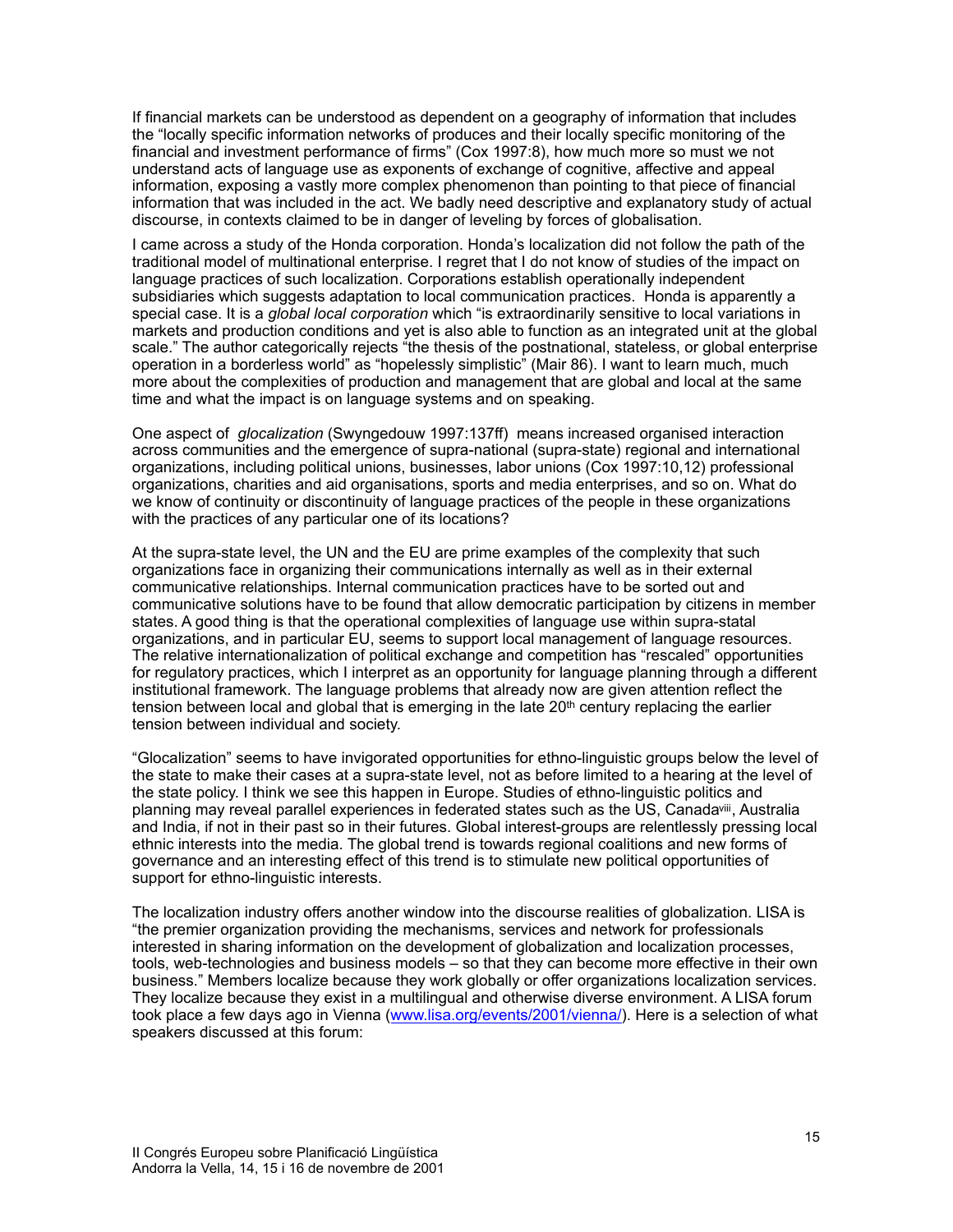If financial markets can be understood as dependent on a geography of information that includes the "locally specific information networks of produces and their locally specific monitoring of the financial and investment performance of firms" (Cox 1997:8), how much more so must we not understand acts of language use as exponents of exchange of cognitive, affective and appeal information, exposing a vastly more complex phenomenon than pointing to that piece of financial information that was included in the act. We badly need descriptive and explanatory study of actual discourse, in contexts claimed to be in danger of leveling by forces of globalisation.

I came across a study of the Honda corporation. Honda's localization did not follow the path of the traditional model of multinational enterprise. I regret that I do not know of studies of the impact on language practices of such localization. Corporations establish operationally independent subsidiaries which suggests adaptation to local communication practices. Honda is apparently a special case. It is a *global local corporation* which "is extraordinarily sensitive to local variations in markets and production conditions and yet is also able to function as an integrated unit at the global scale." The author categorically rejects "the thesis of the postnational, stateless, or global enterprise operation in a borderless world" as "hopelessly simplistic" (Mair 86). I want to learn much, much more about the complexities of production and management that are global and local at the same time and what the impact is on language systems and on speaking.

One aspect of *glocalization* (Swyngedouw 1997:137ff) means increased organised interaction across communities and the emergence of supra-national (supra-state) regional and international organizations, including political unions, businesses, labor unions (Cox 1997:10,12) professional organizations, charities and aid organisations, sports and media enterprises, and so on. What do we know of continuity or discontinuity of language practices of the people in these organizations with the practices of any particular one of its locations?

At the supra-state level, the UN and the EU are prime examples of the complexity that such organizations face in organizing their communications internally as well as in their external communicative relationships. Internal communication practices have to be sorted out and communicative solutions have to be found that allow democratic participation by citizens in member states. A good thing is that the operational complexities of language use within supra-statal organizations, and in particular EU, seems to support local management of language resources. The relative internationalization of political exchange and competition has "rescaled" opportunities for regulatory practices, which I interpret as an opportunity for language planning through a different institutional framework. The language problems that already now are given attention reflect the tension between local and global that is emerging in the late 20th century replacing the earlier tension between individual and society.

"Glocalization" seems to have invigorated opportunities for ethno-linguistic groups below the level of the state to make their cases at a supra-state level, not as before limited to a hearing at the level of the state policy. I think we see this happen in Europe. Studies of ethno-linguistic politics and planning may reveal parallel experiences in federated states such as the US, Canada[viii], Australia and India, if not in their past so in their futures. Global interest-groups are relentlessly pressing local ethnic interests into the media. The global trend is towards regional coalitions and new forms of governance and an interesting effect of this trend is to stimulate new political opportunities of support for ethno-linguistic interests.

The localization industry offers another window into the discourse realities of globalization. LISA is "the premier organization providing the mechanisms, services and network for professionals interested in sharing information on the development of globalization and localization processes, tools, web-technologies and business models – so that they can become more effective in their own business." Members localize because they work globally or offer organizations localization services. They localize because they exist in a multilingual and otherwise diverse environment. A LISA forum took place a few days ago in Vienna (www.lisa.org/events/2001/vienna/). Here is a selection of what speakers discussed at this forum: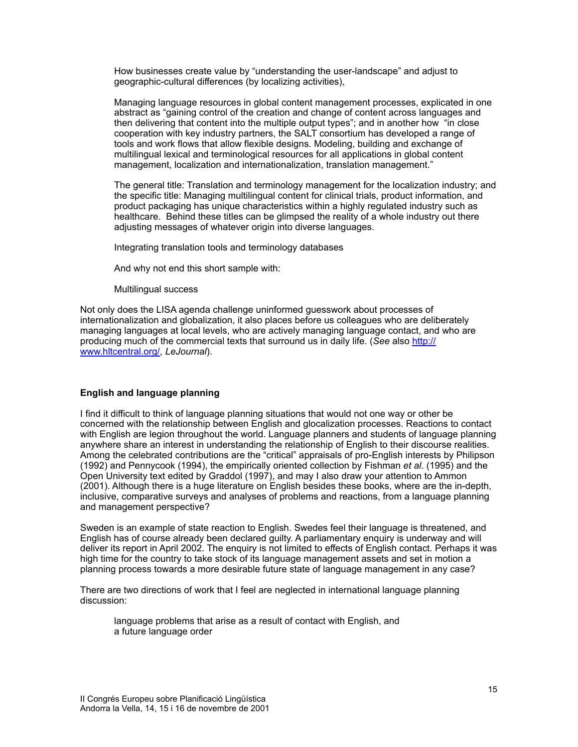How businesses create value by “understanding the user-landscape” and adjust to geographic-cultural differences (by localizing activities),

Managing language resources in global content management processes, explicated in one abstract as “gaining control of the creation and change of content across languages and then delivering that content into the multiple output types”; and in another how “in close cooperation with key industry partners, the SALT consortium has developed a range of tools and work flows that allow flexible designs. Modeling, building and exchange of multilingual lexical and terminological resources for all applications in global content management, localization and internationalization, translation management.”

The general title: Translation and terminology management for the localization industry; and the specific title: Managing multilingual content for clinical trials, product information, and product packaging has unique characteristics within a highly regulated industry such as healthcare. Behind these titles can be glimpsed the reality of a whole industry out there adjusting messages of whatever origin into diverse languages.

Integrating translation tools and terminology databases

And why not end this short sample with:

Multilingual success

Not only does the LISA agenda challenge uninformed guesswork about processes of internationalization and globalization, it also places before us colleagues who are deliberately managing languages at local levels, who are actively managing language contact, and who are producing much of the commercial texts that surround us in daily life. (*See* also http://www.hltcentral.org/, *LeJournal*).

## English and language planning

I find it difficult to think of language planning situations that would not one way or other be concerned with the relationship between English and glocalization processes. Reactions to contact with English are legion throughout the world. Language planners and students of language planning anywhere share an interest in understanding the relationship of English to their discourse realities. Among the celebrated contributions are the “critical” appraisals of pro-English interests by Philipson (1992) and Pennycook (1994), the empirically oriented collection by Fishman *et al*. (1995) and the Open University text edited by Graddol (1997), and may I also draw your attention to Ammon (2001). Although there is a huge literature on English besides these books, where are the in-depth, inclusive, comparative surveys and analyses of problems and reactions, from a language planning and management perspective?

Sweden is an example of state reaction to English. Swedes feel their language is threatened, and English has of course already been declared guilty. A parliamentary enquiry is underway and will deliver its report in April 2002. The enquiry is not limited to effects of English contact. Perhaps it was high time for the country to take stock of its language management assets and set in motion a planning process towards a more desirable future state of language management in any case?

There are two directions of work that I feel are neglected in international language planning discussion:

language problems that arise as a result of contact with English, and
a future language order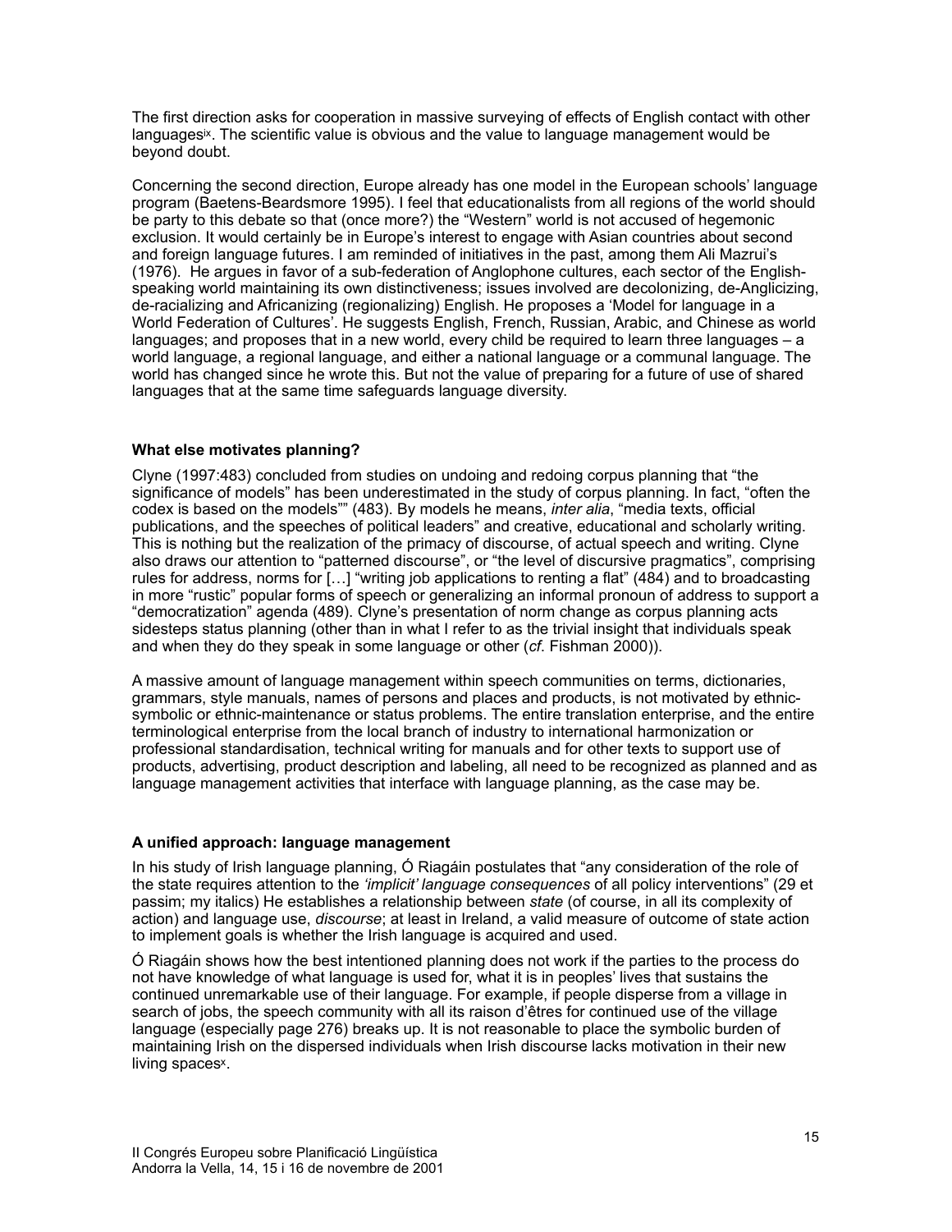The first direction asks for cooperation in massive surveying of effects of English contact with other languages[ix]. The scientific value is obvious and the value to language management would be beyond doubt.

Concerning the second direction, Europe already has one model in the European schools' language program (Baetens-Beardsmore 1995). I feel that educationalists from all regions of the world should be party to this debate so that (once more?) the "Western" world is not accused of hegemonic exclusion. It would certainly be in Europe's interest to engage with Asian countries about second and foreign language futures. I am reminded of initiatives in the past, among them Ali Mazrui's (1976). He argues in favor of a sub-federation of Anglophone cultures, each sector of the English-speaking world maintaining its own distinctiveness; issues involved are decolonizing, de-Anglicizing, de-racializing and Africanizing (regionalizing) English. He proposes a 'Model for language in a World Federation of Cultures'. He suggests English, French, Russian, Arabic, and Chinese as world languages; and proposes that in a new world, every child be required to learn three languages – a world language, a regional language, and either a national language or a communal language. The world has changed since he wrote this. But not the value of preparing for a future of use of shared languages that at the same time safeguards language diversity.

**What else motivates planning?**

Clyne (1997:483) concluded from studies on undoing and redoing corpus planning that "the significance of models" has been underestimated in the study of corpus planning. In fact, "often the codex is based on the models"" (483). By models he means, *inter alia*, "media texts, official publications, and the speeches of political leaders" and creative, educational and scholarly writing. This is nothing but the realization of the primacy of discourse, of actual speech and writing. Clyne also draws our attention to "patterned discourse", or "the level of discursive pragmatics", comprising rules for address, norms for […] "writing job applications to renting a flat" (484) and to broadcasting in more "rustic" popular forms of speech or generalizing an informal pronoun of address to support a "democratization" agenda (489). Clyne's presentation of norm change as corpus planning acts sidesteps status planning (other than in what I refer to as the trivial insight that individuals speak and when they do they speak in some language or other (*cf*. Fishman 2000)).

A massive amount of language management within speech communities on terms, dictionaries, grammars, style manuals, names of persons and places and products, is not motivated by ethnic-symbolic or ethnic-maintenance or status problems. The entire translation enterprise, and the entire terminological enterprise from the local branch of industry to international harmonization or professional standardisation, technical writing for manuals and for other texts to support use of products, advertising, product description and labeling, all need to be recognized as planned and as language management activities that interface with language planning, as the case may be.

**A unified approach: language management**

In his study of Irish language planning, Ó Riagáin postulates that "any consideration of the role of the state requires attention to the *'implicit' language consequences* of all policy interventions" (29 et passim; my italics) He establishes a relationship between *state* (of course, in all its complexity of action) and language use, *discourse*; at least in Ireland, a valid measure of outcome of state action to implement goals is whether the Irish language is acquired and used.

Ó Riagáin shows how the best intentioned planning does not work if the parties to the process do not have knowledge of what language is used for, what it is in peoples' lives that sustains the continued unremarkable use of their language. For example, if people disperse from a village in search of jobs, the speech community with all its raison d'êtres for continued use of the village language (especially page 276) breaks up. It is not reasonable to place the symbolic burden of maintaining Irish on the dispersed individuals when Irish discourse lacks motivation in their new living spaces[x].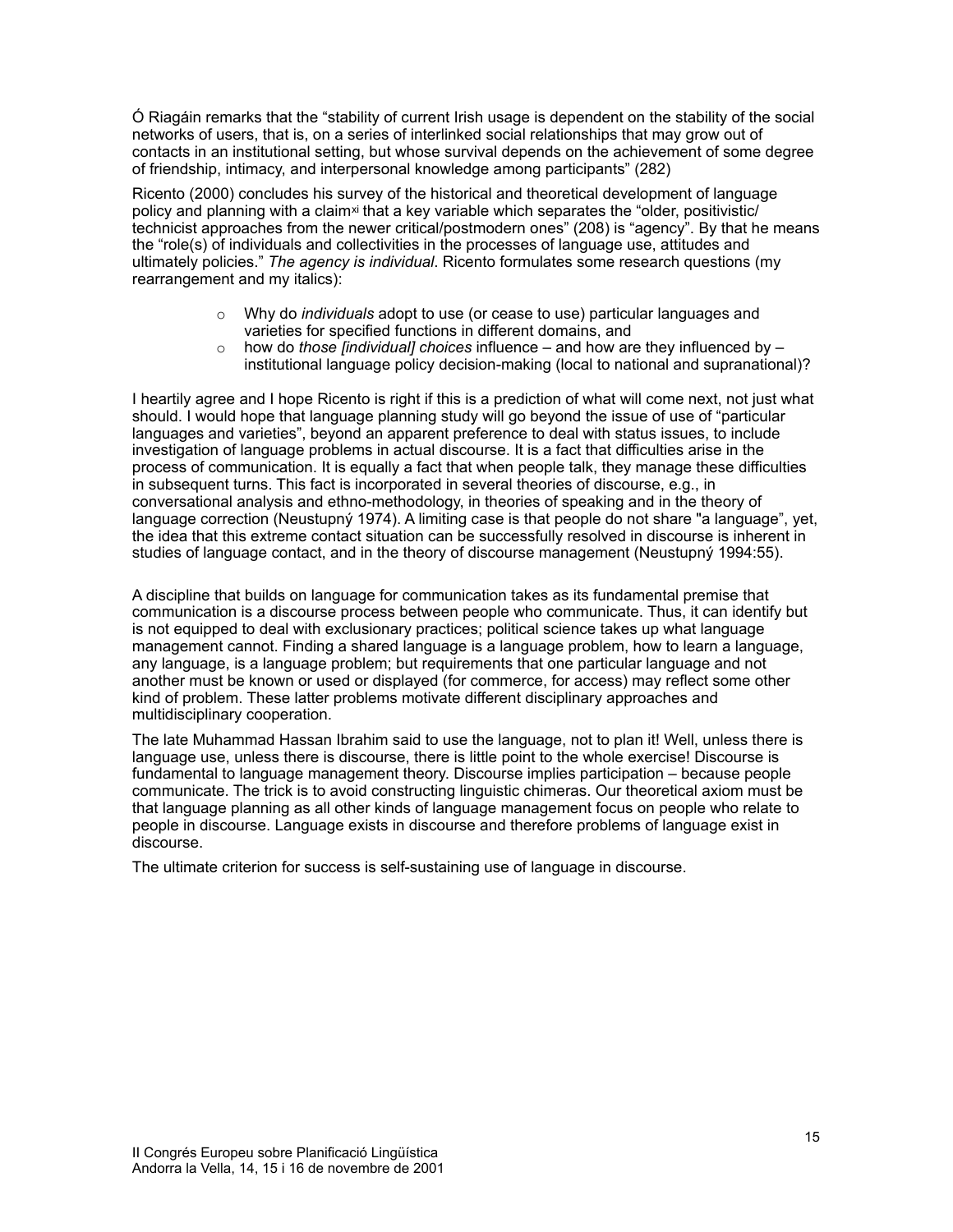Ó Riagáin remarks that the "stability of current Irish usage is dependent on the stability of the social networks of users, that is, on a series of interlinked social relationships that may grow out of contacts in an institutional setting, but whose survival depends on the achievement of some degree of friendship, intimacy, and interpersonal knowledge among participants" (282)

Ricento (2000) concludes his survey of the historical and theoretical development of language policy and planning with a claim[xi] that a key variable which separates the "older, positivistic/ technicist approaches from the newer critical/postmodern ones" (208) is "agency". By that he means the "role(s) of individuals and collectivities in the processes of language use, attitudes and ultimately policies." *The agency is individual*. Ricento formulates some research questions (my rearrangement and my italics):

- Why do *individuals* adopt to use (or cease to use) particular languages and varieties for specified functions in different domains, and
- how do *those [individual] choices* influence – and how are they influenced by – institutional language policy decision-making (local to national and supranational)?

I heartily agree and I hope Ricento is right if this is a prediction of what will come next, not just what should. I would hope that language planning study will go beyond the issue of use of "particular languages and varieties", beyond an apparent preference to deal with status issues, to include investigation of language problems in actual discourse. It is a fact that difficulties arise in the process of communication. It is equally a fact that when people talk, they manage these difficulties in subsequent turns. This fact is incorporated in several theories of discourse, e.g., in conversational analysis and ethno-methodology, in theories of speaking and in the theory of language correction (Neustupný 1974). A limiting case is that people do not share "a language", yet, the idea that this extreme contact situation can be successfully resolved in discourse is inherent in studies of language contact, and in the theory of discourse management (Neustupný 1994:55).

A discipline that builds on language for communication takes as its fundamental premise that communication is a discourse process between people who communicate. Thus, it can identify but is not equipped to deal with exclusionary practices; political science takes up what language management cannot. Finding a shared language is a language problem, how to learn a language, any language, is a language problem; but requirements that one particular language and not another must be known or used or displayed (for commerce, for access) may reflect some other kind of problem. These latter problems motivate different disciplinary approaches and multidisciplinary cooperation.

The late Muhammad Hassan Ibrahim said to use the language, not to plan it! Well, unless there is language use, unless there is discourse, there is little point to the whole exercise! Discourse is fundamental to language management theory. Discourse implies participation – because people communicate. The trick is to avoid constructing linguistic chimeras. Our theoretical axiom must be that language planning as all other kinds of language management focus on people who relate to people in discourse. Language exists in discourse and therefore problems of language exist in discourse.

The ultimate criterion for success is self-sustaining use of language in discourse.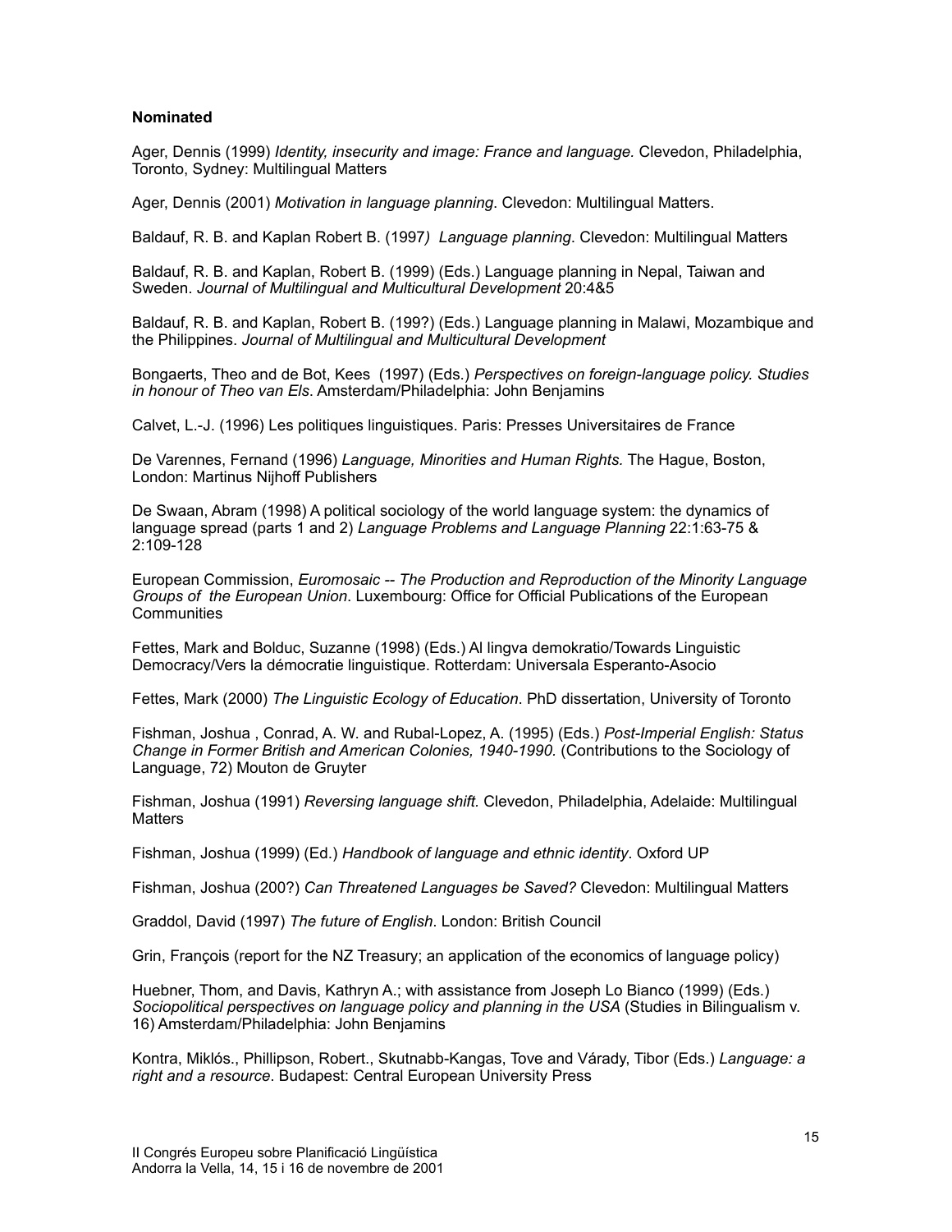**Nominated**

Ager, Dennis (1999) *Identity, insecurity and image: France and language.* Clevedon, Philadelphia, Toronto, Sydney: Multilingual Matters

Ager, Dennis (2001) *Motivation in language planning*. Clevedon: Multilingual Matters.

Baldauf, R. B. and Kaplan Robert B. (1997*) Language planning*. Clevedon: Multilingual Matters

Baldauf, R. B. and Kaplan, Robert B. (1999) (Eds.) Language planning in Nepal, Taiwan and Sweden. *Journal of Multilingual and Multicultural Development* 20:4&5

Baldauf, R. B. and Kaplan, Robert B. (199?) (Eds.) Language planning in Malawi, Mozambique and the Philippines. *Journal of Multilingual and Multicultural Development*

Bongaerts, Theo and de Bot, Kees (1997) (Eds.) *Perspectives on foreign-language policy. Studies in honour of Theo van Els*. Amsterdam/Philadelphia: John Benjamins

Calvet, L.-J. (1996) Les politiques linguistiques. Paris: Presses Universitaires de France

De Varennes, Fernand (1996) *Language, Minorities and Human Rights.* The Hague, Boston, London: Martinus Nijhoff Publishers

De Swaan, Abram (1998) A political sociology of the world language system: the dynamics of language spread (parts 1 and 2) *Language Problems and Language Planning* 22:1:63-75 & 2:109-128

European Commission, *Euromosaic -- The Production and Reproduction of the Minority Language Groups of the European Union*. Luxembourg: Office for Official Publications of the European Communities

Fettes, Mark and Bolduc, Suzanne (1998) (Eds.) Al lingva demokratio/Towards Linguistic Democracy/Vers la démocratie linguistique. Rotterdam: Universala Esperanto-Asocio

Fettes, Mark (2000) *The Linguistic Ecology of Education*. PhD dissertation, University of Toronto

Fishman, Joshua , Conrad, A. W. and Rubal-Lopez, A. (1995) (Eds.) *Post-Imperial English: Status Change in Former British and American Colonies, 1940-1990.* (Contributions to the Sociology of Language, 72) Mouton de Gruyter

Fishman, Joshua (1991) *Reversing language shift*. Clevedon, Philadelphia, Adelaide: Multilingual Matters

Fishman, Joshua (1999) (Ed.) *Handbook of language and ethnic identity*. Oxford UP

Fishman, Joshua (200?) *Can Threatened Languages be Saved?* Clevedon: Multilingual Matters

Graddol, David (1997) *The future of English*. London: British Council

Grin, François (report for the NZ Treasury; an application of the economics of language policy)

Huebner, Thom, and Davis, Kathryn A.; with assistance from Joseph Lo Bianco (1999) (Eds.) *Sociopolitical perspectives on language policy and planning in the USA* (Studies in Bilingualism v. 16) Amsterdam/Philadelphia: John Benjamins

Kontra, Miklós., Phillipson, Robert., Skutnabb-Kangas, Tove and Várady, Tibor (Eds.) *Language: a right and a resource*. Budapest: Central European University Press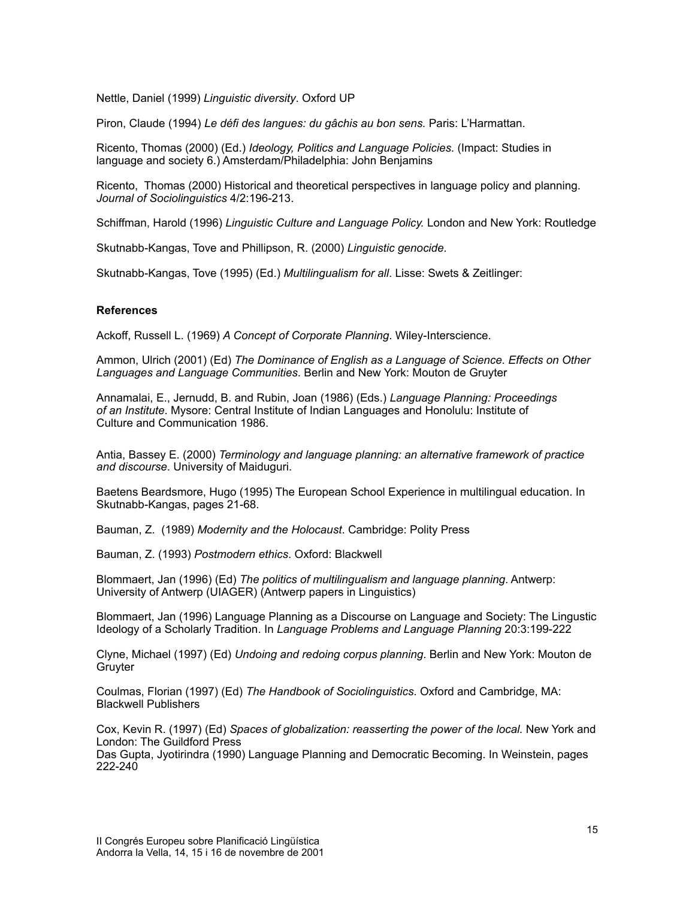Nettle, Daniel (1999) *Linguistic diversity*. Oxford UP

Piron, Claude (1994) *Le défi des langues: du gâchis au bon sens.* Paris: L'Harmattan.

Ricento, Thomas (2000) (Ed.) *Ideology, Politics and Language Policies.* (Impact: Studies in language and society 6.) Amsterdam/Philadelphia: John Benjamins

Ricento, Thomas (2000) Historical and theoretical perspectives in language policy and planning. *Journal of Sociolinguistics* 4/2:196-213.

Schiffman, Harold (1996) *Linguistic Culture and Language Policy.* London and New York: Routledge

Skutnabb-Kangas, Tove and Phillipson, R. (2000) *Linguistic genocide.*

Skutnabb-Kangas, Tove (1995) (Ed.) *Multilingualism for all*. Lisse: Swets & Zeitlinger:

**References**

Ackoff, Russell L. (1969) *A Concept of Corporate Planning*. Wiley-Interscience.

Ammon, Ulrich (2001) (Ed) *The Dominance of English as a Language of Science. Effects on Other Languages and Language Communities*. Berlin and New York: Mouton de Gruyter

Annamalai, E., Jernudd, B. and Rubin, Joan (1986) (Eds.) *Language Planning: Proceedings of an Institute*. Mysore: Central Institute of Indian Languages and Honolulu: Institute of Culture and Communication 1986.

Antia, Bassey E. (2000) *Terminology and language planning: an alternative framework of practice and discourse*. University of Maiduguri.

Baetens Beardsmore, Hugo (1995) The European School Experience in multilingual education. In Skutnabb-Kangas, pages 21-68.

Bauman, Z. (1989) *Modernity and the Holocaust*. Cambridge: Polity Press

Bauman, Z. (1993) *Postmodern ethics*. Oxford: Blackwell

Blommaert, Jan (1996) (Ed) *The politics of multilingualism and language planning*. Antwerp: University of Antwerp (UIAGER) (Antwerp papers in Linguistics)

Blommaert, Jan (1996) Language Planning as a Discourse on Language and Society: The Lingustic Ideology of a Scholarly Tradition. In *Language Problems and Language Planning* 20:3:199-222

Clyne, Michael (1997) (Ed) *Undoing and redoing corpus planning*. Berlin and New York: Mouton de Gruyter

Coulmas, Florian (1997) (Ed) *The Handbook of Sociolinguistics*. Oxford and Cambridge, MA: Blackwell Publishers

Cox, Kevin R. (1997) (Ed) *Spaces of globalization: reasserting the power of the local.* New York and London: The Guildford Press

Das Gupta, Jyotirindra (1990) Language Planning and Democratic Becoming. In Weinstein, pages 222-240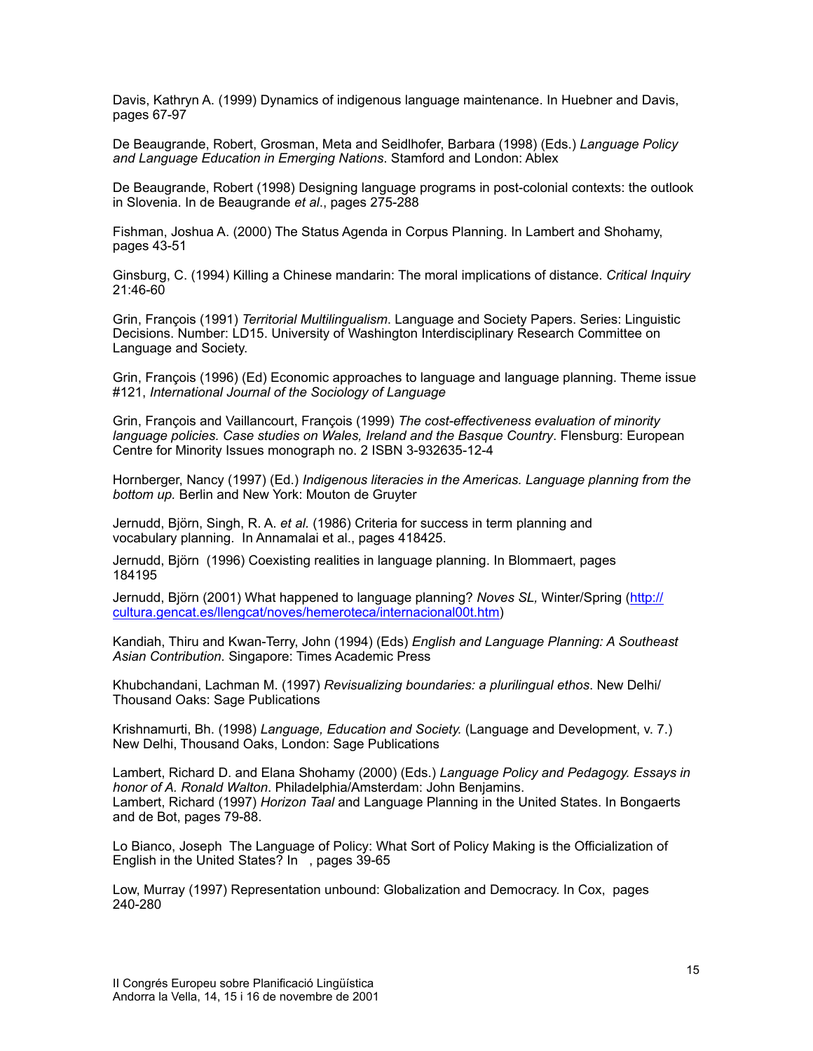Davis, Kathryn A. (1999) Dynamics of indigenous language maintenance. In Huebner and Davis, pages 67-97

De Beaugrande, Robert, Grosman, Meta and Seidlhofer, Barbara (1998) (Eds.) *Language Policy and Language Education in Emerging Nations*. Stamford and London: Ablex

De Beaugrande, Robert (1998) Designing language programs in post-colonial contexts: the outlook in Slovenia. In de Beaugrande *et al*., pages 275-288

Fishman, Joshua A. (2000) The Status Agenda in Corpus Planning. In Lambert and Shohamy, pages 43-51

Ginsburg, C. (1994) Killing a Chinese mandarin: The moral implications of distance. *Critical Inquiry* 21:46-60

Grin, François (1991) *Territorial Multilingualism*. Language and Society Papers. Series: Linguistic Decisions. Number: LD15. University of Washington Interdisciplinary Research Committee on Language and Society.

Grin, François (1996) (Ed) Economic approaches to language and language planning. Theme issue #121, *International Journal of the Sociology of Language*

Grin, François and Vaillancourt, François (1999) *The cost-effectiveness evaluation of minority language policies. Case studies on Wales, Ireland and the Basque Country*. Flensburg: European Centre for Minority Issues monograph no. 2 ISBN 3-932635-12-4

Hornberger, Nancy (1997) (Ed.) *Indigenous literacies in the Americas. Language planning from the bottom up.* Berlin and New York: Mouton de Gruyter

Jernudd, Björn, Singh, R. A. *et al.* (1986) Criteria for success in term planning and vocabulary planning. In Annamalai et al., pages 418425.

Jernudd, Björn (1996) Coexisting realities in language planning. In Blommaert, pages 184195

Jernudd, Björn (2001) What happened to language planning? *Noves SL,* Winter/Spring (http://cultura.gencat.es/llengcat/noves/hemeroteca/internacional00t.htm)

Kandiah, Thiru and Kwan-Terry, John (1994) (Eds) *English and Language Planning: A Southeast Asian Contribution*. Singapore: Times Academic Press

Khubchandani, Lachman M. (1997) *Revisualizing boundaries: a plurilingual ethos*. New Delhi/ Thousand Oaks: Sage Publications

Krishnamurti, Bh. (1998) *Language, Education and Society.* (Language and Development, v. 7.) New Delhi, Thousand Oaks, London: Sage Publications

Lambert, Richard D. and Elana Shohamy (2000) (Eds.) *Language Policy and Pedagogy. Essays in honor of A. Ronald Walton*. Philadelphia/Amsterdam: John Benjamins.
Lambert, Richard (1997) *Horizon Taal* and Language Planning in the United States. In Bongaerts and de Bot, pages 79-88.

Lo Bianco, Joseph The Language of Policy: What Sort of Policy Making is the Officialization of English in the United States? In , pages 39-65

Low, Murray (1997) Representation unbound: Globalization and Democracy. In Cox, pages 240-280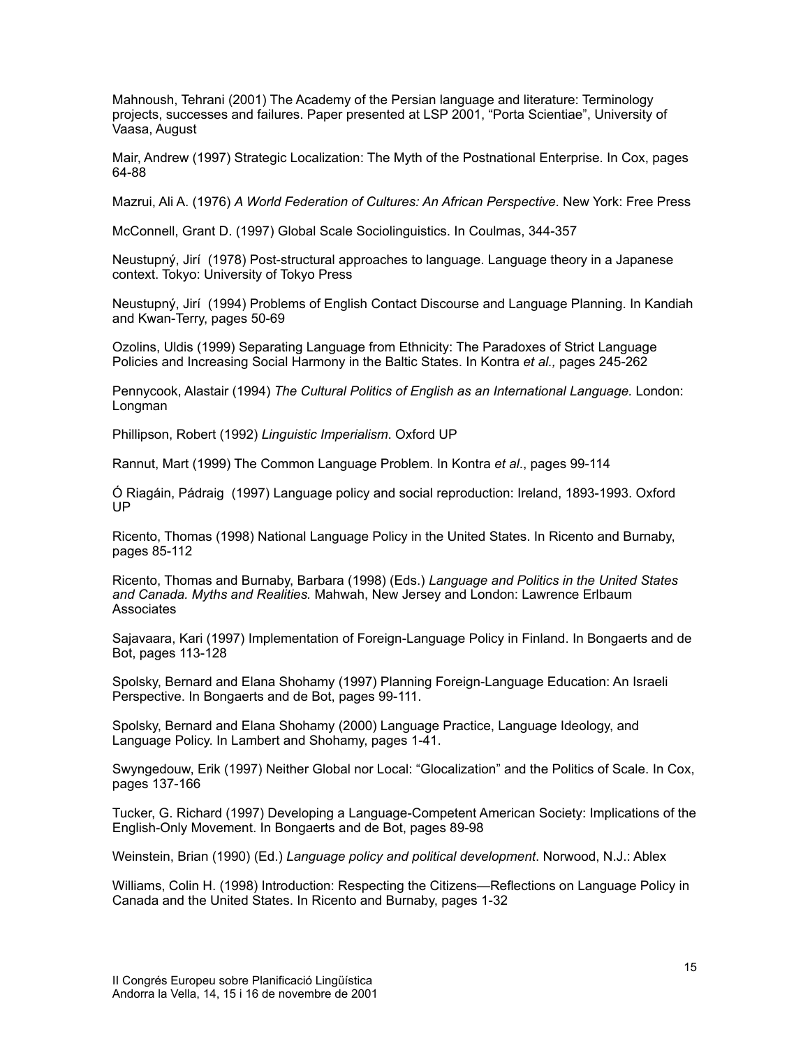Mahnoush, Tehrani (2001) The Academy of the Persian language and literature: Terminology projects, successes and failures. Paper presented at LSP 2001, “Porta Scientiae”, University of Vaasa, August

Mair, Andrew (1997) Strategic Localization: The Myth of the Postnational Enterprise. In Cox, pages 64-88

Mazrui, Ali A. (1976) *A World Federation of Cultures: An African Perspective*. New York: Free Press

McConnell, Grant D. (1997) Global Scale Sociolinguistics. In Coulmas, 344-357

Neustupný, Jirí (1978) Post-structural approaches to language. Language theory in a Japanese context. Tokyo: University of Tokyo Press

Neustupný, Jirí (1994) Problems of English Contact Discourse and Language Planning. In Kandiah and Kwan-Terry, pages 50-69

Ozolins, Uldis (1999) Separating Language from Ethnicity: The Paradoxes of Strict Language Policies and Increasing Social Harmony in the Baltic States. In Kontra *et al.,* pages 245-262

Pennycook, Alastair (1994) *The Cultural Politics of English as an International Language.* London: Longman

Phillipson, Robert (1992) *Linguistic Imperialism*. Oxford UP

Rannut, Mart (1999) The Common Language Problem. In Kontra *et al*., pages 99-114

Ó Riagáin, Pádraig (1997) Language policy and social reproduction: Ireland, 1893-1993. Oxford UP

Ricento, Thomas (1998) National Language Policy in the United States. In Ricento and Burnaby, pages 85-112

Ricento, Thomas and Burnaby, Barbara (1998) (Eds.) *Language and Politics in the United States and Canada. Myths and Realities.* Mahwah, New Jersey and London: Lawrence Erlbaum Associates

Sajavaara, Kari (1997) Implementation of Foreign-Language Policy in Finland. In Bongaerts and de Bot, pages 113-128

Spolsky, Bernard and Elana Shohamy (1997) Planning Foreign-Language Education: An Israeli Perspective. In Bongaerts and de Bot, pages 99-111.

Spolsky, Bernard and Elana Shohamy (2000) Language Practice, Language Ideology, and Language Policy. In Lambert and Shohamy, pages 1-41.

Swyngedouw, Erik (1997) Neither Global nor Local: “Glocalization” and the Politics of Scale. In Cox, pages 137-166

Tucker, G. Richard (1997) Developing a Language-Competent American Society: Implications of the English-Only Movement. In Bongaerts and de Bot, pages 89-98

Weinstein, Brian (1990) (Ed.) *Language policy and political development*. Norwood, N.J.: Ablex

Williams, Colin H. (1998) Introduction: Respecting the Citizens—Reflections on Language Policy in Canada and the United States. In Ricento and Burnaby, pages 1-32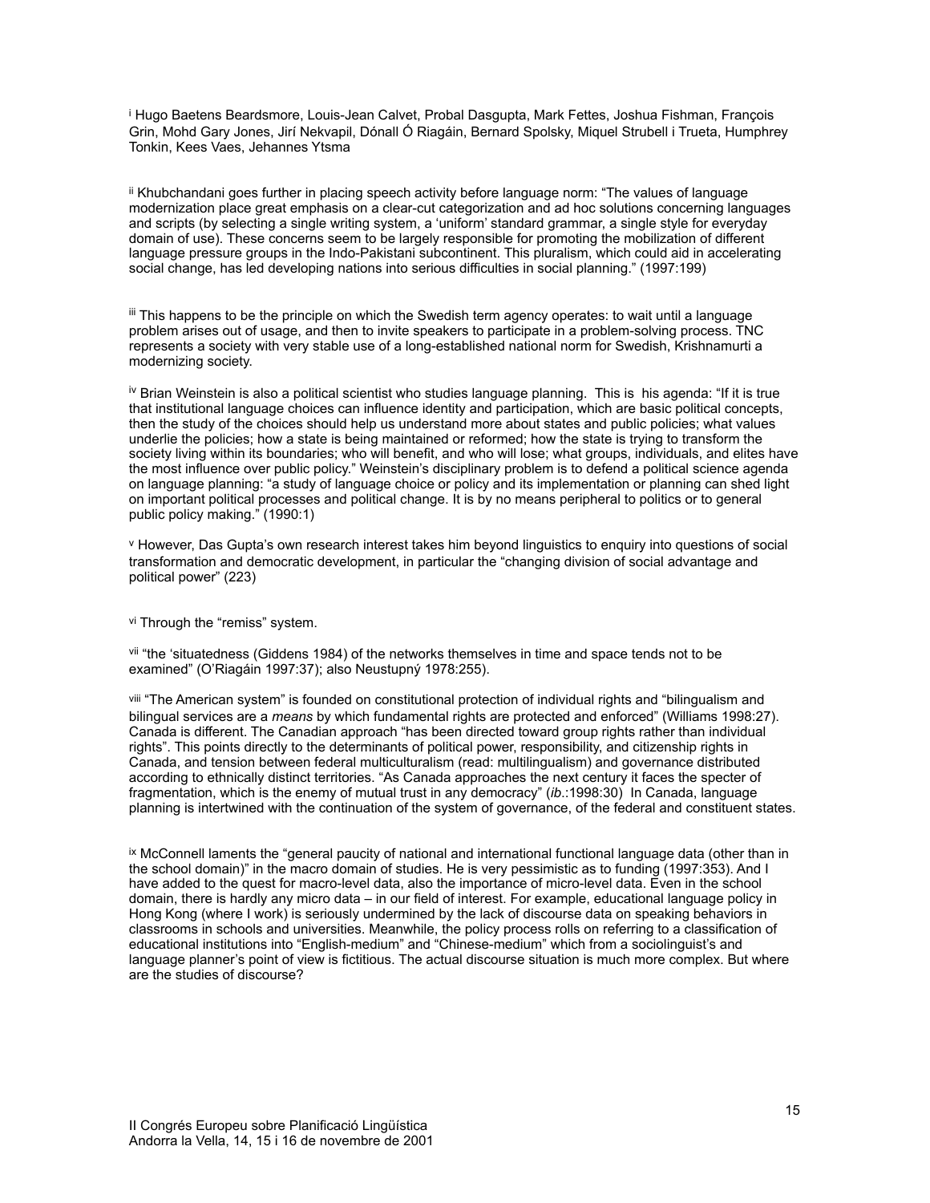[i] Hugo Baetens Beardsmore, Louis-Jean Calvet, Probal Dasgupta, Mark Fettes, Joshua Fishman, François Grin, Mohd Gary Jones, Jirí Nekvapil, Dónall Ó Riagáin, Bernard Spolsky, Miquel Strubell i Trueta, Humphrey Tonkin, Kees Vaes, Jehannes Ytsma

[ii] Khubchandani goes further in placing speech activity before language norm: "The values of language modernization place great emphasis on a clear-cut categorization and ad hoc solutions concerning languages and scripts (by selecting a single writing system, a 'uniform' standard grammar, a single style for everyday domain of use). These concerns seem to be largely responsible for promoting the mobilization of different language pressure groups in the Indo-Pakistani subcontinent. This pluralism, which could aid in accelerating social change, has led developing nations into serious difficulties in social planning." (1997:199)

[iii] This happens to be the principle on which the Swedish term agency operates: to wait until a language problem arises out of usage, and then to invite speakers to participate in a problem-solving process. TNC represents a society with very stable use of a long-established national norm for Swedish, Krishnamurti a modernizing society.

[iv] Brian Weinstein is also a political scientist who studies language planning. This is his agenda: "If it is true that institutional language choices can influence identity and participation, which are basic political concepts, then the study of the choices should help us understand more about states and public policies; what values underlie the policies; how a state is being maintained or reformed; how the state is trying to transform the society living within its boundaries; who will benefit, and who will lose; what groups, individuals, and elites have the most influence over public policy." Weinstein's disciplinary problem is to defend a political science agenda on language planning: "a study of language choice or policy and its implementation or planning can shed light on important political processes and political change. It is by no means peripheral to politics or to general public policy making." (1990:1)

[v] However, Das Gupta's own research interest takes him beyond linguistics to enquiry into questions of social transformation and democratic development, in particular the "changing division of social advantage and political power" (223)

[vi] Through the "remiss" system.

[vii] "the 'situatedness (Giddens 1984) of the networks themselves in time and space tends not to be examined" (O'Riagáin 1997:37); also Neustupný 1978:255).

[viii] "The American system" is founded on constitutional protection of individual rights and "bilingualism and bilingual services are a *means* by which fundamental rights are protected and enforced" (Williams 1998:27). Canada is different. The Canadian approach "has been directed toward group rights rather than individual rights". This points directly to the determinants of political power, responsibility, and citizenship rights in Canada, and tension between federal multiculturalism (read: multilingualism) and governance distributed according to ethnically distinct territories. "As Canada approaches the next century it faces the specter of fragmentation, which is the enemy of mutual trust in any democracy" (*ib.*:1998:30) In Canada, language planning is intertwined with the continuation of the system of governance, of the federal and constituent states.

[ix] McConnell laments the "general paucity of national and international functional language data (other than in the school domain)" in the macro domain of studies. He is very pessimistic as to funding (1997:353). And I have added to the quest for macro-level data, also the importance of micro-level data. Even in the school domain, there is hardly any micro data – in our field of interest. For example, educational language policy in Hong Kong (where I work) is seriously undermined by the lack of discourse data on speaking behaviors in classrooms in schools and universities. Meanwhile, the policy process rolls on referring to a classification of educational institutions into "English-medium" and "Chinese-medium" which from a sociolinguist's and language planner's point of view is fictitious. The actual discourse situation is much more complex. But where are the studies of discourse?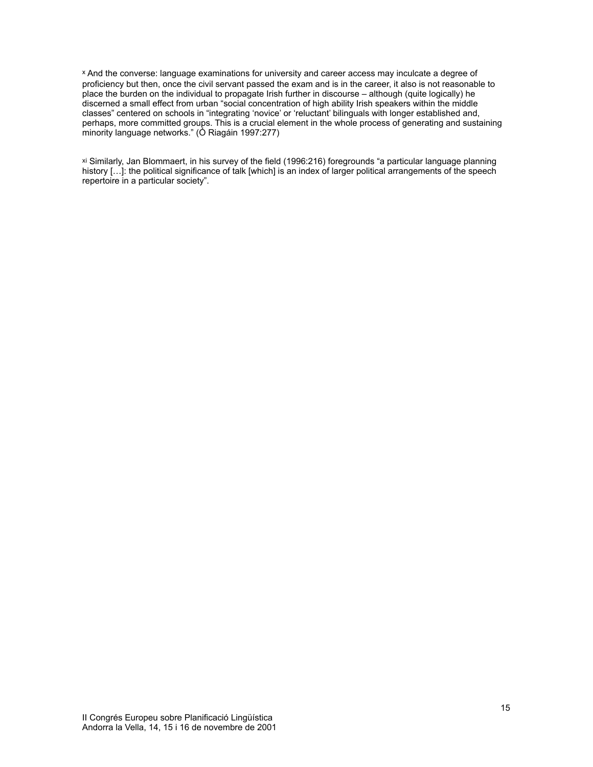[x] And the converse: language examinations for university and career access may inculcate a degree of proficiency but then, once the civil servant passed the exam and is in the career, it also is not reasonable to place the burden on the individual to propagate Irish further in discourse – although (quite logically) he discerned a small effect from urban "social concentration of high ability Irish speakers within the middle classes" centered on schools in "integrating 'novice' or 'reluctant' bilinguals with longer established and, perhaps, more committed groups. This is a crucial element in the whole process of generating and sustaining minority language networks." (Ó Riagáin 1997:277)

[xi] Similarly, Jan Blommaert, in his survey of the field (1996:216) foregrounds "a particular language planning history […]: the political significance of talk [which] is an index of larger political arrangements of the speech repertoire in a particular society".